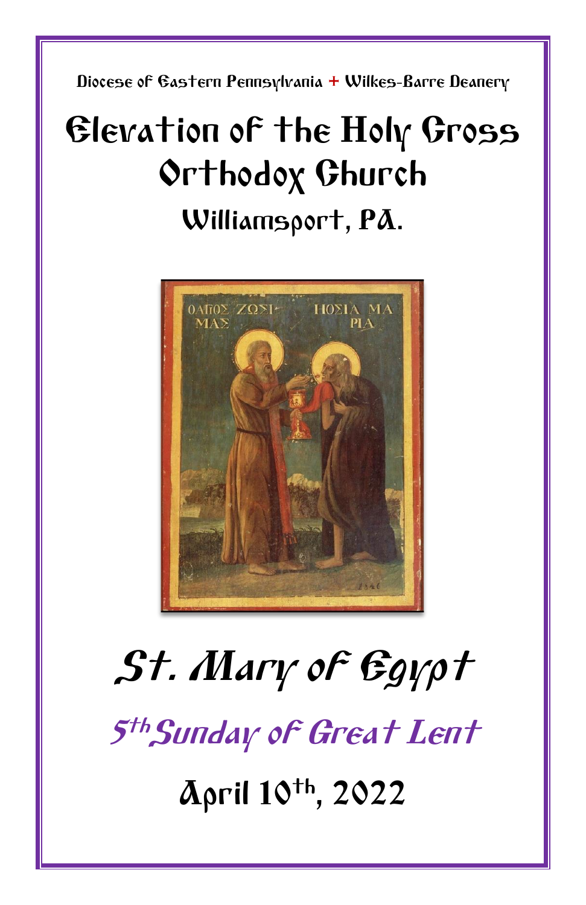Diocese of Eastern Pennsylvania + Wilkes-Barre Deanery

# Elevation of the Holy Cross Orthodox Church

## Williamsport, PA.

# *St. Mary of Egypt*

## *5th Sunday of Great Lent*

## April 10th, 2022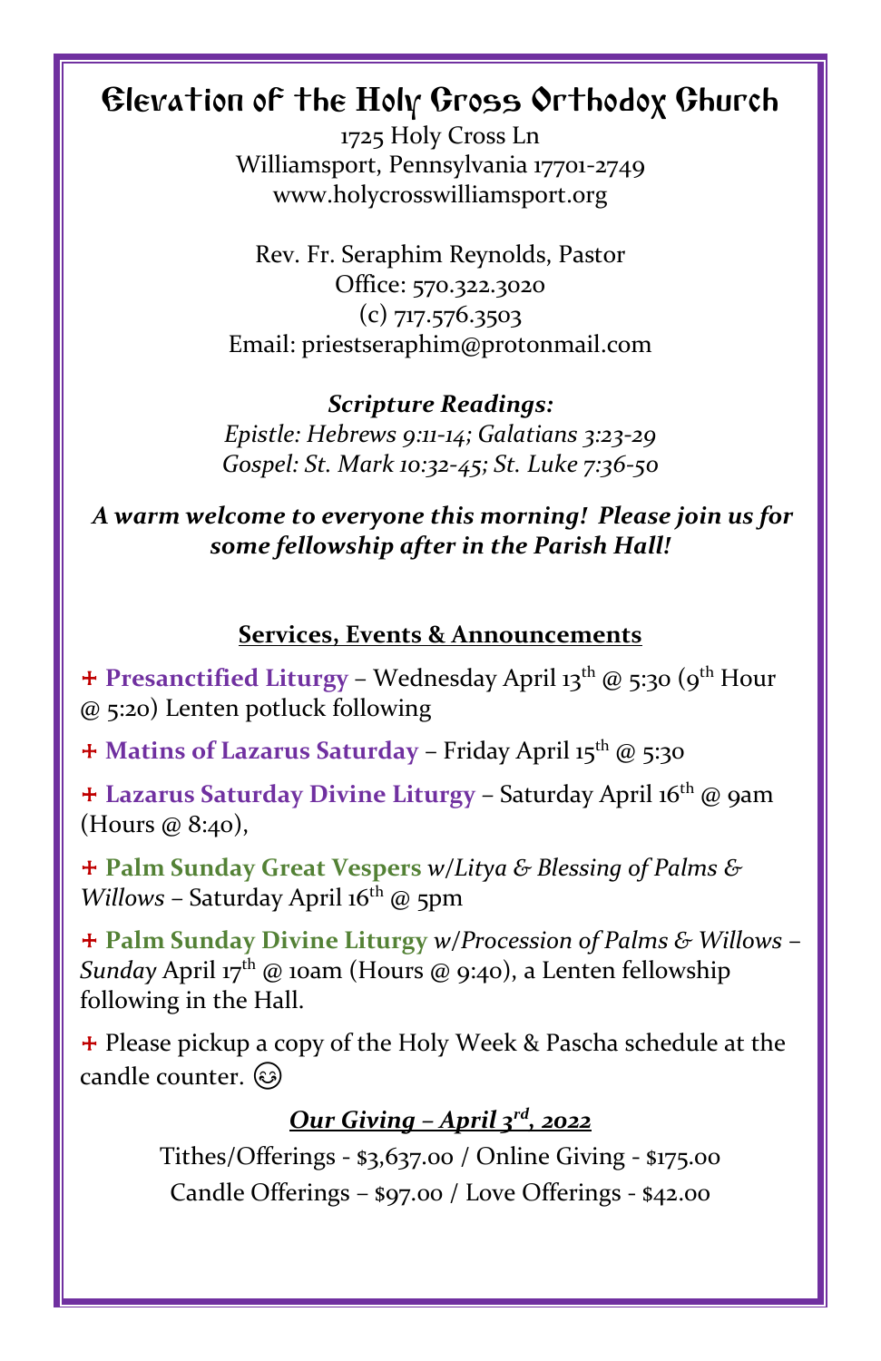# Elevation of the Holy Cross Orthodox Church

1725 Holy Cross Ln
Williamsport, Pennsylvania 17701-2749
www.holycrosswilliamsport.org

Rev. Fr. Seraphim Reynolds, Pastor
Office: 570.322.3020
(c) 717.576.3503
Email: priestseraphim@protonmail.com

***Scripture Readings:***
*Epistle: Hebrews 9:11-14; Galatians 3:23-29*
*Gospel: St. Mark 10:32-45; St. Luke 7:36-50*

***A warm welcome to everyone this morning! Please join us for some fellowship after in the Parish Hall!***

## Services, Events & Announcements

+ **Presanctified Liturgy** – Wednesday April 13th @ 5:30 (9th Hour @ 5:20) Lenten potluck following

+ **Matins of Lazarus Saturday** – Friday April 15th @ 5:30

+ **Lazarus Saturday Divine Liturgy** – Saturday April 16th @ 9am (Hours @ 8:40),

+ **Palm Sunday Great Vespers** *w/Litya & Blessing of Palms & Willows* – Saturday April 16th @ 5pm

+ **Palm Sunday Divine Liturgy** *w/Procession of Palms & Willows – Sunday* April 17th @ 10am (Hours @ 9:40), a Lenten fellowship following in the Hall.

+ Please pickup a copy of the Holy Week & Pascha schedule at the candle counter. 😊

***Our Giving – April 3rd, 2022***

Tithes/Offerings - $3,637.00 / Online Giving - $175.00
Candle Offerings – $97.00 / Love Offerings - $42.00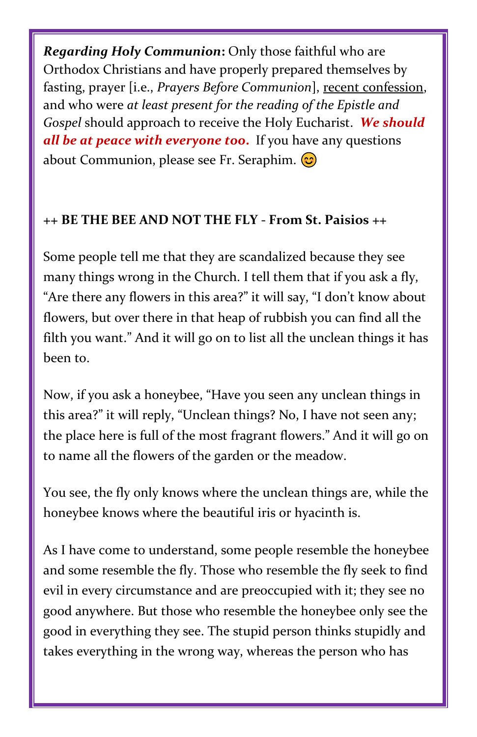***Regarding Holy Communion*:** Only those faithful who are Orthodox Christians and have properly prepared themselves by fasting, prayer [i.e., *Prayers Before Communion*], <u>recent confession</u>, and who were *at least present for the reading of the Epistle and Gospel* should approach to receive the Holy Eucharist. ***We should all be at peace with everyone too.*** If you have any questions about Communion, please see Fr. Seraphim. 😊

**++ BE THE BEE AND NOT THE FLY - From St. Paisios ++**

Some people tell me that they are scandalized because they see many things wrong in the Church. I tell them that if you ask a fly, "Are there any flowers in this area?" it will say, "I don't know about flowers, but over there in that heap of rubbish you can find all the filth you want." And it will go on to list all the unclean things it has been to.

Now, if you ask a honeybee, "Have you seen any unclean things in this area?" it will reply, "Unclean things? No, I have not seen any; the place here is full of the most fragrant flowers." And it will go on to name all the flowers of the garden or the meadow.

You see, the fly only knows where the unclean things are, while the honeybee knows where the beautiful iris or hyacinth is.

As I have come to understand, some people resemble the honeybee and some resemble the fly. Those who resemble the fly seek to find evil in every circumstance and are preoccupied with it; they see no good anywhere. But those who resemble the honeybee only see the good in everything they see. The stupid person thinks stupidly and takes everything in the wrong way, whereas the person who has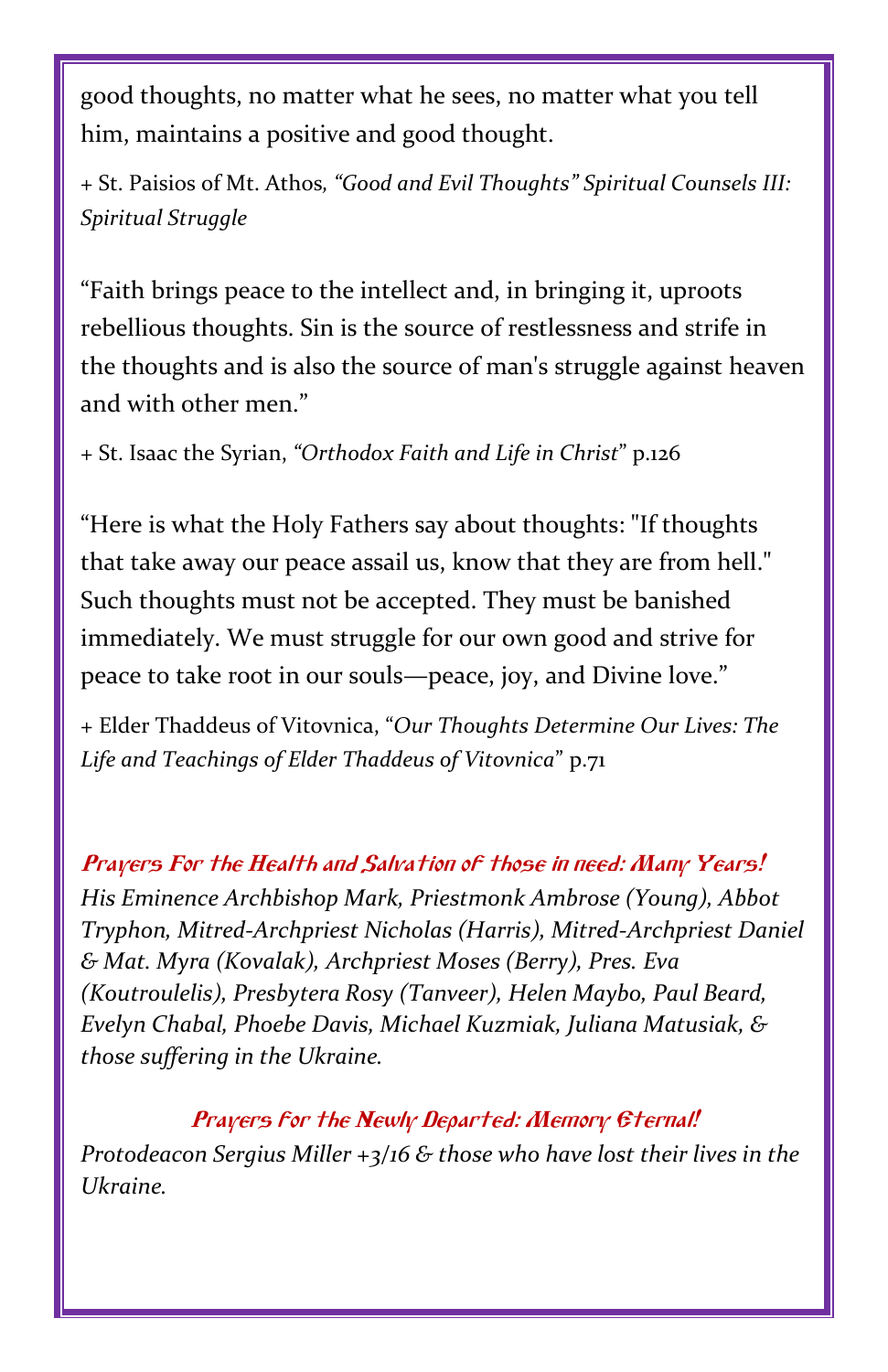good thoughts, no matter what he sees, no matter what you tell him, maintains a positive and good thought.

+ St. Paisios of Mt. Athos, *"Good and Evil Thoughts" Spiritual Counsels III: Spiritual Struggle*

"Faith brings peace to the intellect and, in bringing it, uproots rebellious thoughts. Sin is the source of restlessness and strife in the thoughts and is also the source of man's struggle against heaven and with other men."

+ St. Isaac the Syrian, *"Orthodox Faith and Life in Christ"* p.126

"Here is what the Holy Fathers say about thoughts: "If thoughts that take away our peace assail us, know that they are from hell." Such thoughts must not be accepted. They must be banished immediately. We must struggle for our own good and strive for peace to take root in our souls—peace, joy, and Divine love."

+ Elder Thaddeus of Vitovnica, "*Our Thoughts Determine Our Lives: The Life and Teachings of Elder Thaddeus of Vitovnica*" p.71

**Prayers For the Health and Salvation of those in need: Many Years!**

*His Eminence Archbishop Mark, Priestmonk Ambrose (Young), Abbot Tryphon, Mitred-Archpriest Nicholas (Harris), Mitred-Archpriest Daniel & Mat. Myra (Kovalak), Archpriest Moses (Berry), Pres. Eva (Koutroulelis), Presbytera Rosy (Tanveer), Helen Maybo, Paul Beard, Evelyn Chabal, Phoebe Davis, Michael Kuzmiak, Juliana Matusiak, & those suffering in the Ukraine.*

**Prayers for the Newly Departed: Memory Eternal!**

*Protodeacon Sergius Miller +3/16 & those who have lost their lives in the Ukraine.*